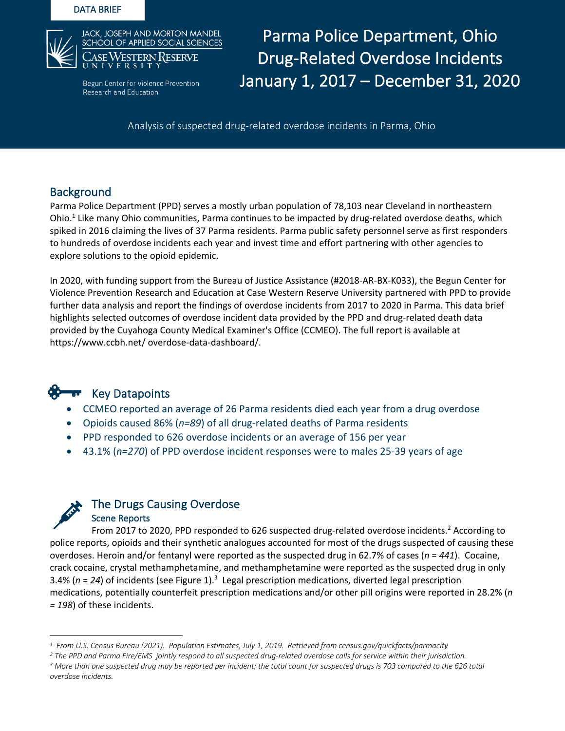DATA BRIEF

JACK, JOSEPH AND MORTON MANDEL SCHOOL OF APPLIED SOCIAL SCIENCES
CASE WESTERN RESERVE UNIVERSITY

Begun Center for Violence Prevention Research and Education

# Parma Police Department, Ohio Drug-Related Overdose Incidents January 1, 2017 – December 31, 2020

Analysis of suspected drug-related overdose incidents in Parma, Ohio

## Background

Parma Police Department (PPD) serves a mostly urban population of 78,103 near Cleveland in northeastern Ohio.[1] Like many Ohio communities, Parma continues to be impacted by drug-related overdose deaths, which spiked in 2016 claiming the lives of 37 Parma residents. Parma public safety personnel serve as first responders to hundreds of overdose incidents each year and invest time and effort partnering with other agencies to explore solutions to the opioid epidemic.

In 2020, with funding support from the Bureau of Justice Assistance (#2018-AR-BX-K033), the Begun Center for Violence Prevention Research and Education at Case Western Reserve University partnered with PPD to provide further data analysis and report the findings of overdose incidents from 2017 to 2020 in Parma. This data brief highlights selected outcomes of overdose incident data provided by the PPD and drug-related death data provided by the Cuyahoga County Medical Examiner's Office (CCMEO). The full report is available at https://www.ccbh.net/ overdose-data-dashboard/.

## Key Datapoints

- CCMEO reported an average of 26 Parma residents died each year from a drug overdose
- Opioids caused 86% (*n=89*) of all drug-related deaths of Parma residents
- PPD responded to 626 overdose incidents or an average of 156 per year
- 43.1% (*n=270*) of PPD overdose incident responses were to males 25-39 years of age

## The Drugs Causing Overdose

### Scene Reports

From 2017 to 2020, PPD responded to 626 suspected drug-related overdose incidents.[2] According to police reports, opioids and their synthetic analogues accounted for most of the drugs suspected of causing these overdoses. Heroin and/or fentanyl were reported as the suspected drug in 62.7% of cases (*n = 441*). Cocaine, crack cocaine, crystal methamphetamine, and methamphetamine were reported as the suspected drug in only 3.4% (*n = 24*) of incidents (see Figure 1).[3] Legal prescription medications, diverted legal prescription medications, potentially counterfeit prescription medications and/or other pill origins were reported in 28.2% (*n = 198*) of these incidents.

---

[1] *From U.S. Census Bureau (2021). Population Estimates, July 1, 2019. Retrieved from census.gov/quickfacts/parmacity*

[2] *The PPD and Parma Fire/EMS jointly respond to all suspected drug-related overdose calls for service within their jurisdiction.*

[3] *More than one suspected drug may be reported per incident; the total count for suspected drugs is 703 compared to the 626 total overdose incidents.*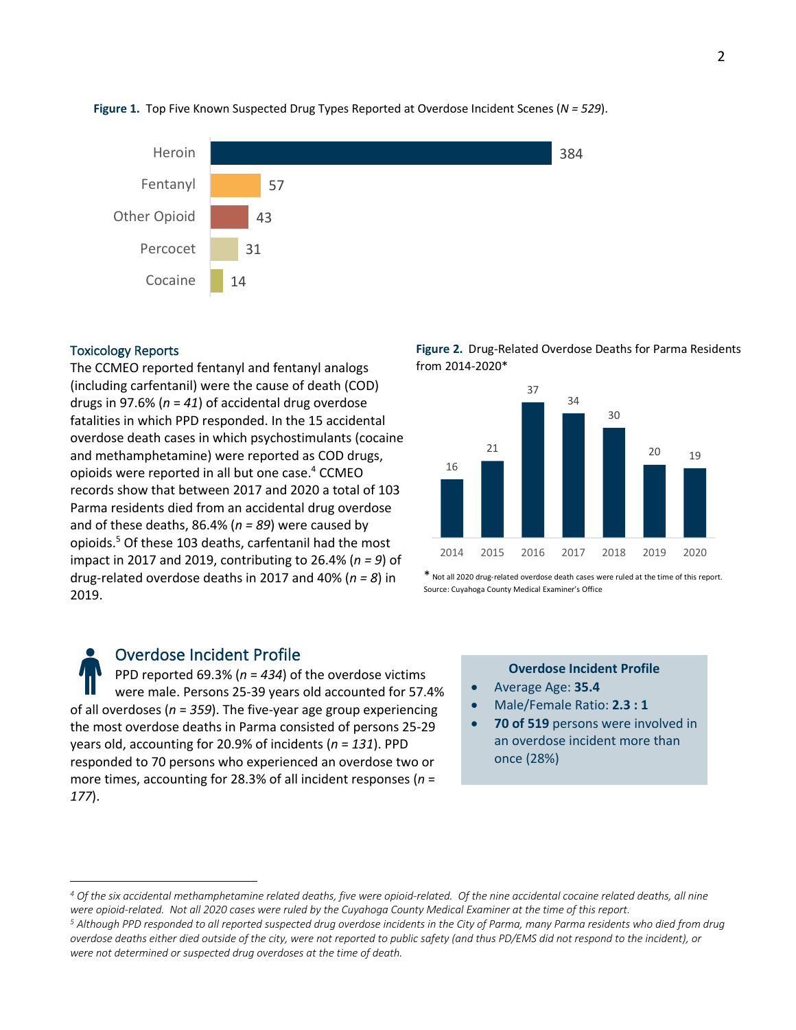**Figure 1.** Top Five Known Suspected Drug Types Reported at Overdose Incident Scenes (*N = 529*).

| Drug Type | Count |
| --- | --- |
| Heroin | 384 |
| Fentanyl | 57 |
| Other Opioid | 43 |
| Percocet | 31 |
| Cocaine | 14 |

### Toxicology Reports

The CCMEO reported fentanyl and fentanyl analogs (including carfentanil) were the cause of death (COD) drugs in 97.6% (*n = 41*) of accidental drug overdose fatalities in which PPD responded. In the 15 accidental overdose death cases in which psychostimulants (cocaine and methamphetamine) were reported as COD drugs, opioids were reported in all but one case.[4] CCMEO records show that between 2017 and 2020 a total of 103 Parma residents died from an accidental drug overdose and of these deaths, 86.4% (*n = 89*) were caused by opioids.[5] Of these 103 deaths, carfentanil had the most impact in 2017 and 2019, contributing to 26.4% (*n = 9*) of drug-related overdose deaths in 2017 and 40% (*n = 8*) in 2019.

**Figure 2.** Drug-Related Overdose Deaths for Parma Residents from 2014-2020*

| 2014 | 2015 | 2016 | 2017 | 2018 | 2019 | 2020 |
| --- | --- | --- | --- | --- | --- | --- |
| 16 | 21 | 37 | 34 | 30 | 20 | 19 |

\* Not all 2020 drug-related overdose death cases were ruled at the time of this report.
Source: Cuyahoga County Medical Examiner's Office

### Overdose Incident Profile

PPD reported 69.3% (*n = 434*) of the overdose victims were male. Persons 25-39 years old accounted for 57.4% of all overdoses (*n = 359*). The five-year age group experiencing the most overdose deaths in Parma consisted of persons 25-29 years old, accounting for 20.9% of incidents (*n = 131*). PPD responded to 70 persons who experienced an overdose two or more times, accounting for 28.3% of all incident responses (*n = 177*).

**Overdose Incident Profile**

- Average Age: **35.4**
- Male/Female Ratio: **2.3 : 1**
- **70 of 519** persons were involved in an overdose incident more than once (28%)

---

*[4] Of the six accidental methamphetamine related deaths, five were opioid-related. Of the nine accidental cocaine related deaths, all nine were opioid-related. Not all 2020 cases were ruled by the Cuyahoga County Medical Examiner at the time of this report.*

*[5] Although PPD responded to all reported suspected drug overdose incidents in the City of Parma, many Parma residents who died from drug overdose deaths either died outside of the city, were not reported to public safety (and thus PD/EMS did not respond to the incident), or were not determined or suspected drug overdoses at the time of death.*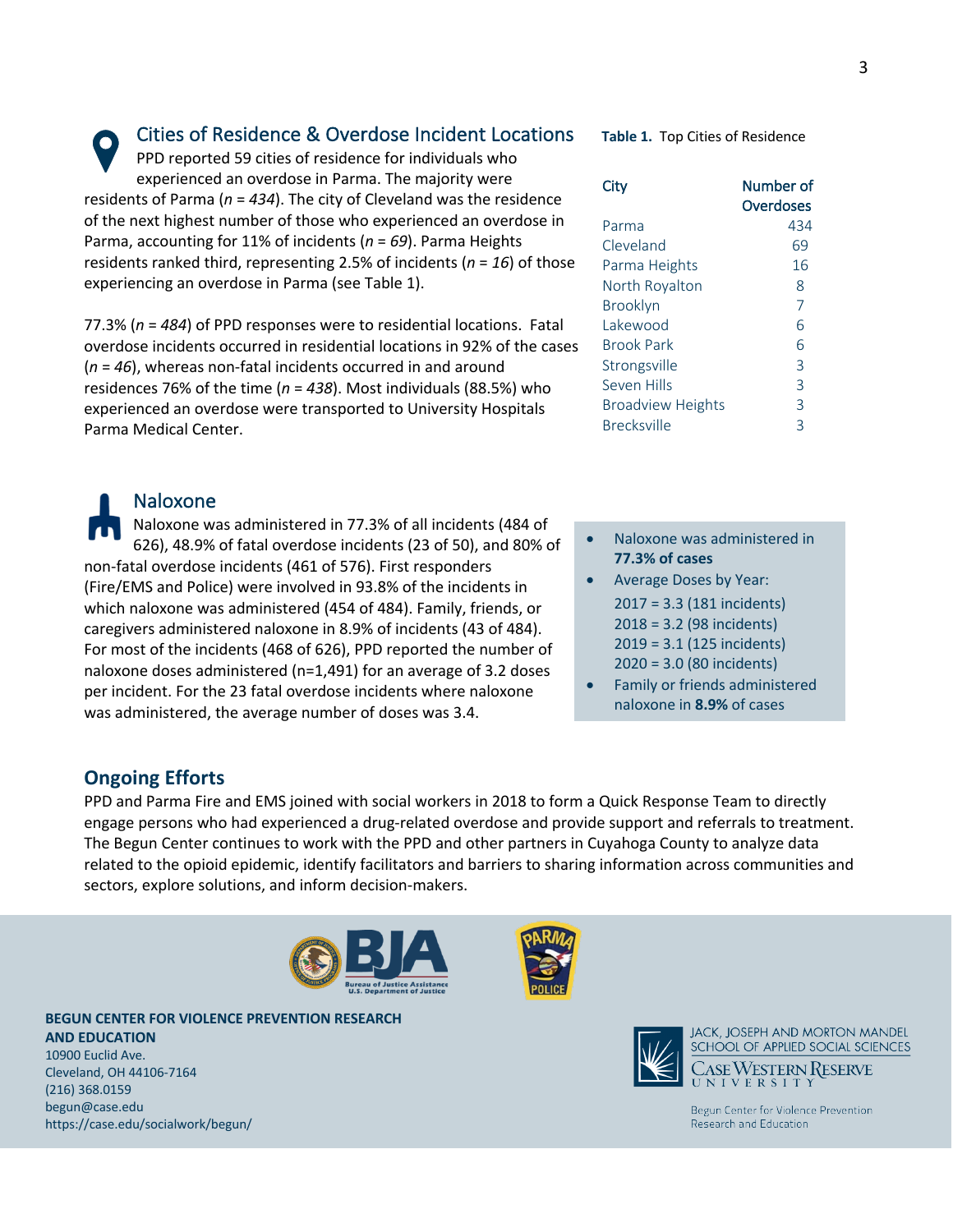## Cities of Residence & Overdose Incident Locations

PPD reported 59 cities of residence for individuals who experienced an overdose in Parma. The majority were residents of Parma (*n = 434*). The city of Cleveland was the residence of the next highest number of those who experienced an overdose in Parma, accounting for 11% of incidents (*n = 69*). Parma Heights residents ranked third, representing 2.5% of incidents (*n = 16*) of those experiencing an overdose in Parma (see Table 1).

77.3% (*n = 484*) of PPD responses were to residential locations. Fatal overdose incidents occurred in residential locations in 92% of the cases (*n = 46*), whereas non-fatal incidents occurred in and around residences 76% of the time (*n = 438*). Most individuals (88.5%) who experienced an overdose were transported to University Hospitals Parma Medical Center.

**Table 1.** Top Cities of Residence

| City | Number of Overdoses |
|---|---|
| Parma | 434 |
| Cleveland | 69 |
| Parma Heights | 16 |
| North Royalton | 8 |
| Brooklyn | 7 |
| Lakewood | 6 |
| Brook Park | 6 |
| Strongsville | 3 |
| Seven Hills | 3 |
| Broadview Heights | 3 |
| Brecksville | 3 |

## Naloxone

Naloxone was administered in 77.3% of all incidents (484 of 626), 48.9% of fatal overdose incidents (23 of 50), and 80% of non-fatal overdose incidents (461 of 576). First responders (Fire/EMS and Police) were involved in 93.8% of the incidents in which naloxone was administered (454 of 484). Family, friends, or caregivers administered naloxone in 8.9% of incidents (43 of 484). For most of the incidents (468 of 626), PPD reported the number of naloxone doses administered (n=1,491) for an average of 3.2 doses per incident. For the 23 fatal overdose incidents where naloxone was administered, the average number of doses was 3.4.

- Naloxone was administered in **77.3% of cases**
- Average Doses by Year:
  2017 = 3.3 (181 incidents)
  2018 = 3.2 (98 incidents)
  2019 = 3.1 (125 incidents)
  2020 = 3.0 (80 incidents)
- Family or friends administered naloxone in **8.9%** of cases

## Ongoing Efforts

PPD and Parma Fire and EMS joined with social workers in 2018 to form a Quick Response Team to directly engage persons who had experienced a drug-related overdose and provide support and referrals to treatment. The Begun Center continues to work with the PPD and other partners in Cuyahoga County to analyze data related to the opioid epidemic, identify facilitators and barriers to sharing information across communities and sectors, explore solutions, and inform decision-makers.

**BEGUN CENTER FOR VIOLENCE PREVENTION RESEARCH AND EDUCATION**
10900 Euclid Ave.
Cleveland, OH 44106-7164
(216) 368.0159
begun@case.edu
https://case.edu/socialwork/begun/

JACK, JOSEPH AND MORTON MANDEL SCHOOL OF APPLIED SOCIAL SCIENCES
CASE WESTERN RESERVE UNIVERSITY
Begun Center for Violence Prevention Research and Education